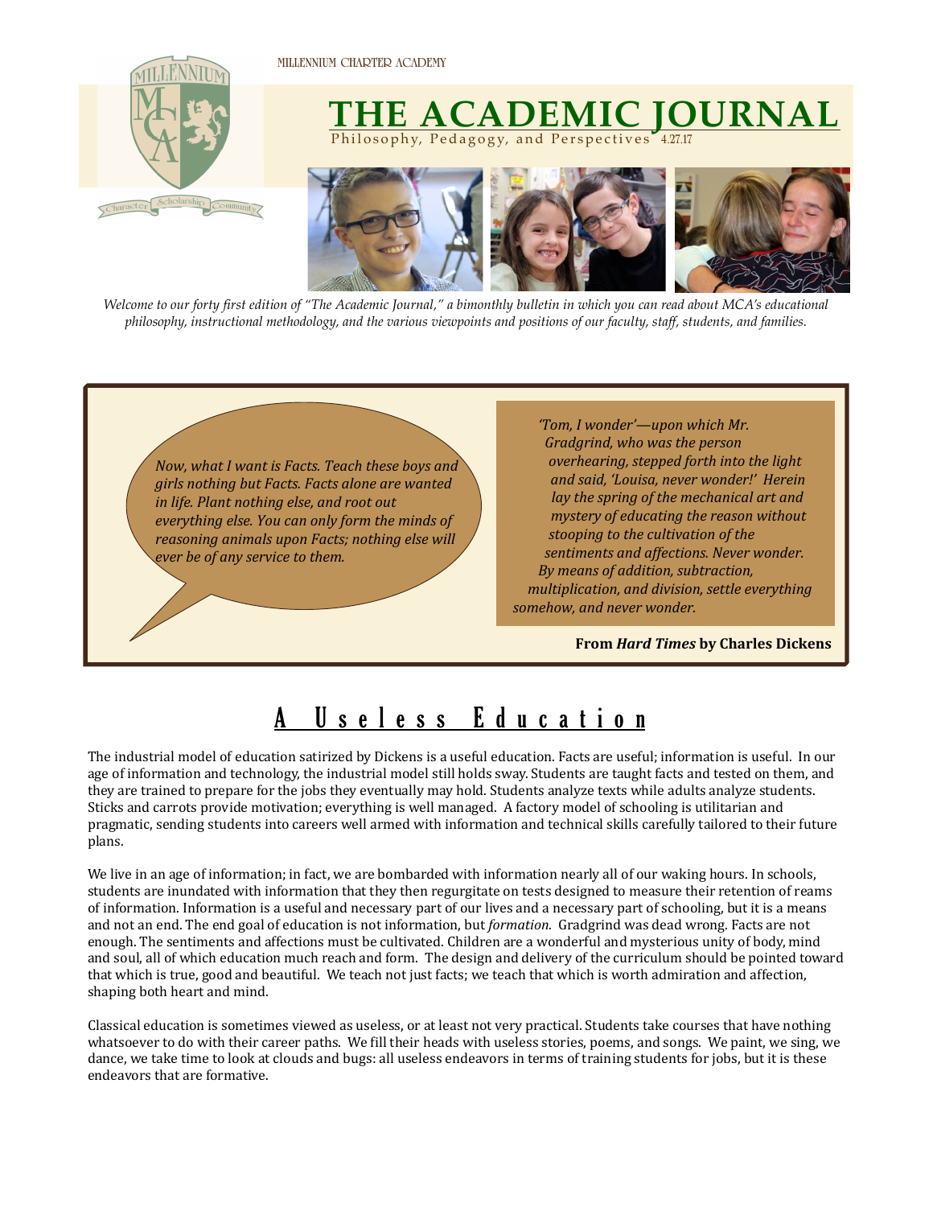MILLENNIUM CHARTER ACADEMY

# THE ACADEMIC JOURNAL

Philosophy, Pedagogy, and Perspectives 4.27.17

*Welcome to our forty first edition of "The Academic Journal," a bimonthly bulletin in which you can read about MCA's educational philosophy, instructional methodology, and the various viewpoints and positions of our faculty, staff, students, and families.*

*Now, what I want is Facts. Teach these boys and girls nothing but Facts. Facts alone are wanted in life. Plant nothing else, and root out everything else. You can only form the minds of reasoning animals upon Facts; nothing else will ever be of any service to them.*

*'Tom, I wonder'—upon which Mr. Gradgrind, who was the person overhearing, stepped forth into the light and said, 'Louisa, never wonder!' Herein lay the spring of the mechanical art and mystery of educating the reason without stooping to the cultivation of the sentiments and affections. Never wonder. By means of addition, subtraction, multiplication, and division, settle everything somehow, and never wonder.*

**From *Hard Times* by Charles Dickens**

## A Useless Education

The industrial model of education satirized by Dickens is a useful education. Facts are useful; information is useful. In our age of information and technology, the industrial model still holds sway. Students are taught facts and tested on them, and they are trained to prepare for the jobs they eventually may hold. Students analyze texts while adults analyze students. Sticks and carrots provide motivation; everything is well managed. A factory model of schooling is utilitarian and pragmatic, sending students into careers well armed with information and technical skills carefully tailored to their future plans.

We live in an age of information; in fact, we are bombarded with information nearly all of our waking hours. In schools, students are inundated with information that they then regurgitate on tests designed to measure their retention of reams of information. Information is a useful and necessary part of our lives and a necessary part of schooling, but it is a means and not an end. The end goal of education is not information, but *formation*. Gradgrind was dead wrong. Facts are not enough. The sentiments and affections must be cultivated. Children are a wonderful and mysterious unity of body, mind and soul, all of which education much reach and form. The design and delivery of the curriculum should be pointed toward that which is true, good and beautiful. We teach not just facts; we teach that which is worth admiration and affection, shaping both heart and mind.

Classical education is sometimes viewed as useless, or at least not very practical. Students take courses that have nothing whatsoever to do with their career paths. We fill their heads with useless stories, poems, and songs. We paint, we sing, we dance, we take time to look at clouds and bugs: all useless endeavors in terms of training students for jobs, but it is these endeavors that are formative.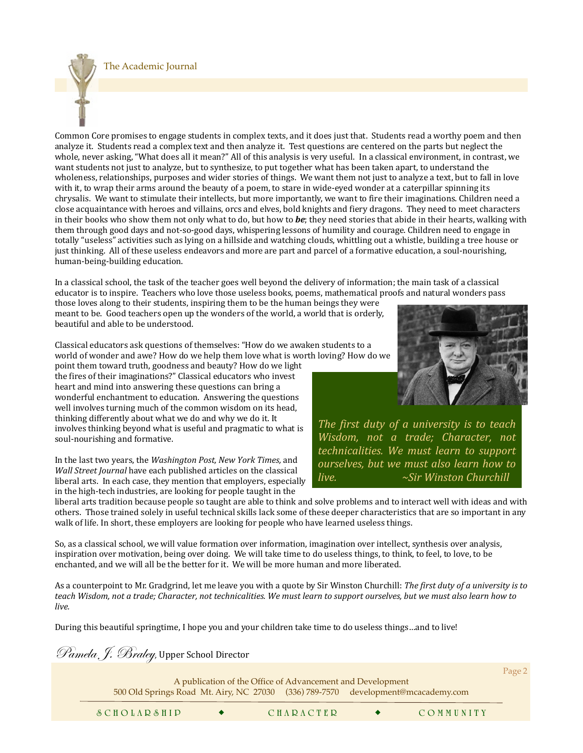Common Core promises to engage students in complex texts, and it does just that. Students read a worthy poem and then analyze it. Students read a complex text and then analyze it. Test questions are centered on the parts but neglect the whole, never asking, "What does all it mean?" All of this analysis is very useful. In a classical environment, in contrast, we want students not just to analyze, but to synthesize, to put together what has been taken apart, to understand the wholeness, relationships, purposes and wider stories of things. We want them not just to analyze a text, but to fall in love with it, to wrap their arms around the beauty of a poem, to stare in wide-eyed wonder at a caterpillar spinning its chrysalis. We want to stimulate their intellects, but more importantly, we want to fire their imaginations. Children need a close acquaintance with heroes and villains, orcs and elves, bold knights and fiery dragons. They need to meet characters in their books who show them not only what to do, but how to ***be***; they need stories that abide in their hearts, walking with them through good days and not-so-good days, whispering lessons of humility and courage. Children need to engage in totally "useless" activities such as lying on a hillside and watching clouds, whittling out a whistle, building a tree house or just thinking. All of these useless endeavors and more are part and parcel of a formative education, a soul-nourishing, human-being-building education.

In a classical school, the task of the teacher goes well beyond the delivery of information; the main task of a classical educator is to inspire. Teachers who love those useless books, poems, mathematical proofs and natural wonders pass those loves along to their students, inspiring them to be the human beings they were meant to be. Good teachers open up the wonders of the world, a world that is orderly, beautiful and able to be understood.

Classical educators ask questions of themselves: "How do we awaken students to a world of wonder and awe? How do we help them love what is worth loving? How do we point them toward truth, goodness and beauty? How do we light the fires of their imaginations?" Classical educators who invest heart and mind into answering these questions can bring a wonderful enchantment to education. Answering the questions well involves turning much of the common wisdom on its head, thinking differently about what we do and why we do it. It involves thinking beyond what is useful and pragmatic to what is soul-nourishing and formative.

*The first duty of a university is to teach Wisdom, not a trade; Character, not technicalities. We must learn to support ourselves, but we must also learn how to live. ~Sir Winston Churchill*

In the last two years, the *Washington Post, New York Times,* and *Wall Street Journal* have each published articles on the classical liberal arts. In each case, they mention that employers, especially in the high-tech industries, are looking for people taught in the liberal arts tradition because people so taught are able to think and solve problems and to interact well with ideas and with others. Those trained solely in useful technical skills lack some of these deeper characteristics that are so important in any walk of life. In short, these employers are looking for people who have learned useless things.

So, as a classical school, we will value formation over information, imagination over intellect, synthesis over analysis, inspiration over motivation, being over doing. We will take time to do useless things, to think, to feel, to love, to be enchanted, and we will all be the better for it. We will be more human and more liberated.

As a counterpoint to Mr. Gradgrind, let me leave you with a quote by Sir Winston Churchill: *The first duty of a university is to teach Wisdom, not a trade; Character, not technicalities. We must learn to support ourselves, but we must also learn how to live.*

During this beautiful springtime, I hope you and your children take time to do useless things…and to live!

*Pamela J. Braley*, Upper School Director

A publication of the Office of Advancement and Development
500 Old Springs Road Mt. Airy, NC 27030 (336) 789-7570 development@mcacademy.com

SCHOLARSHIP ◆ CHARACTER ◆ COMMUNITY